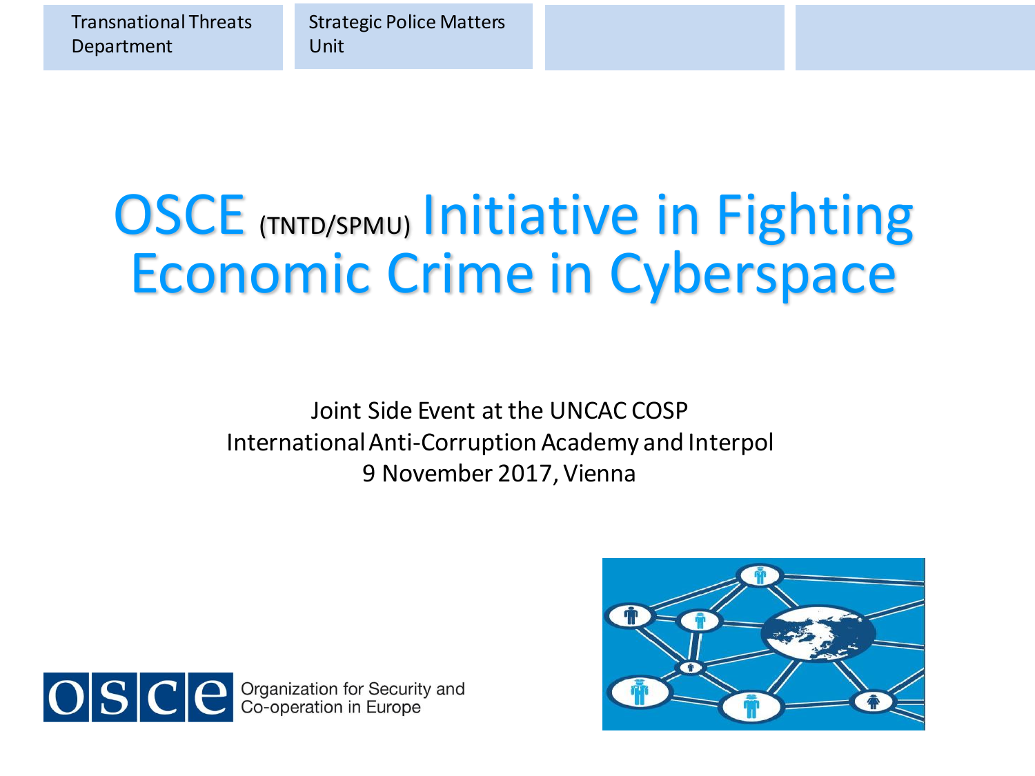Transnational Threats Department | Strategic Police Matters Unit

# OSCE (TNTD/SPMU) Initiative in Fighting Economic Crime in Cyberspace

Joint Side Event at the UNCAC COSP
International Anti-Corruption Academy and Interpol
9 November 2017, Vienna

OSCE Organization for Security and Co-operation in Europe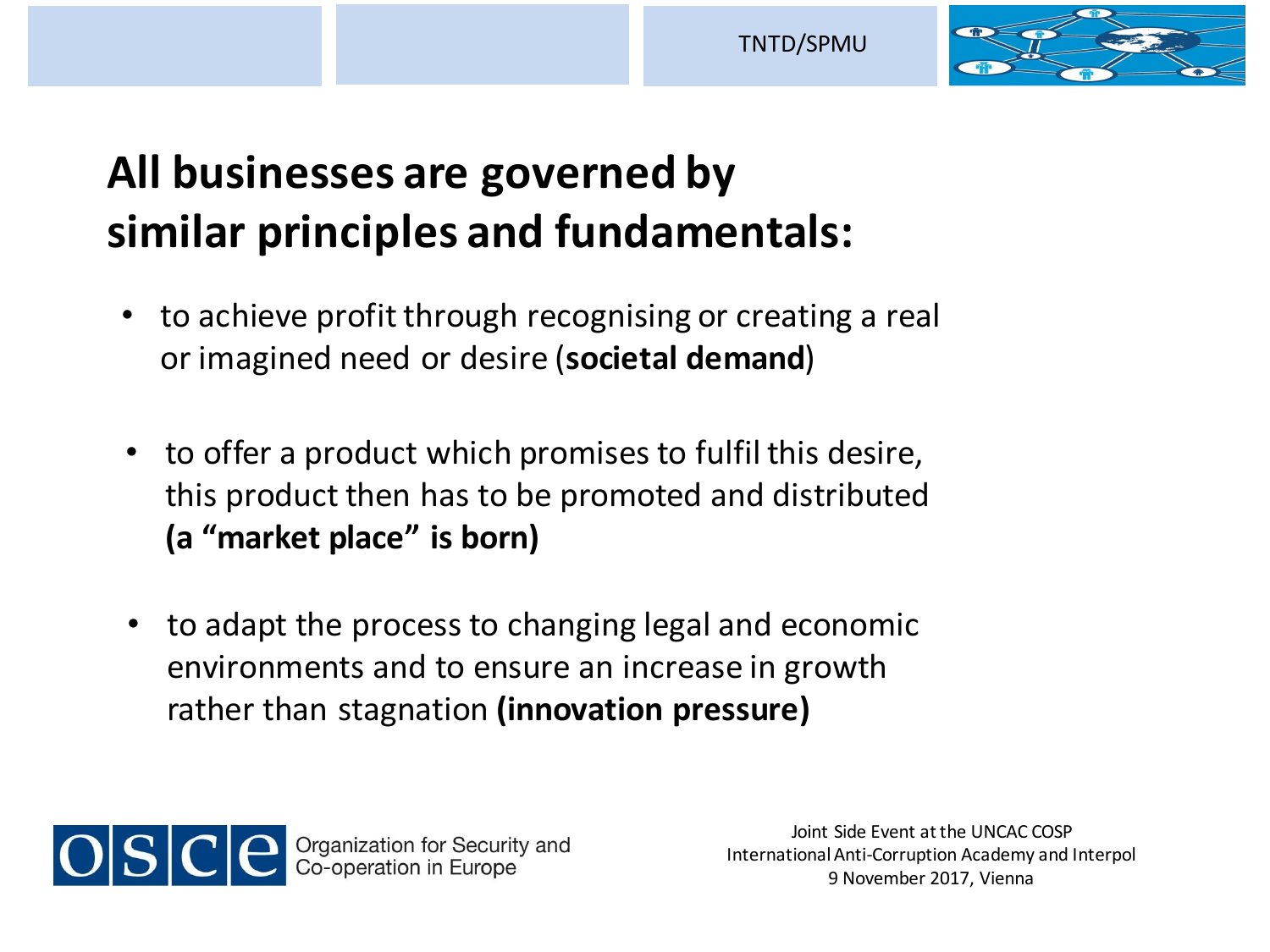# All businesses are governed by similar principles and fundamentals:

- to achieve profit through recognising or creating a real or imagined need or desire (**societal demand**)
- to offer a product which promises to fulfil this desire, this product then has to be promoted and distributed **(a "market place" is born)**
- to adapt the process to changing legal and economic environments and to ensure an increase in growth rather than stagnation **(innovation pressure)**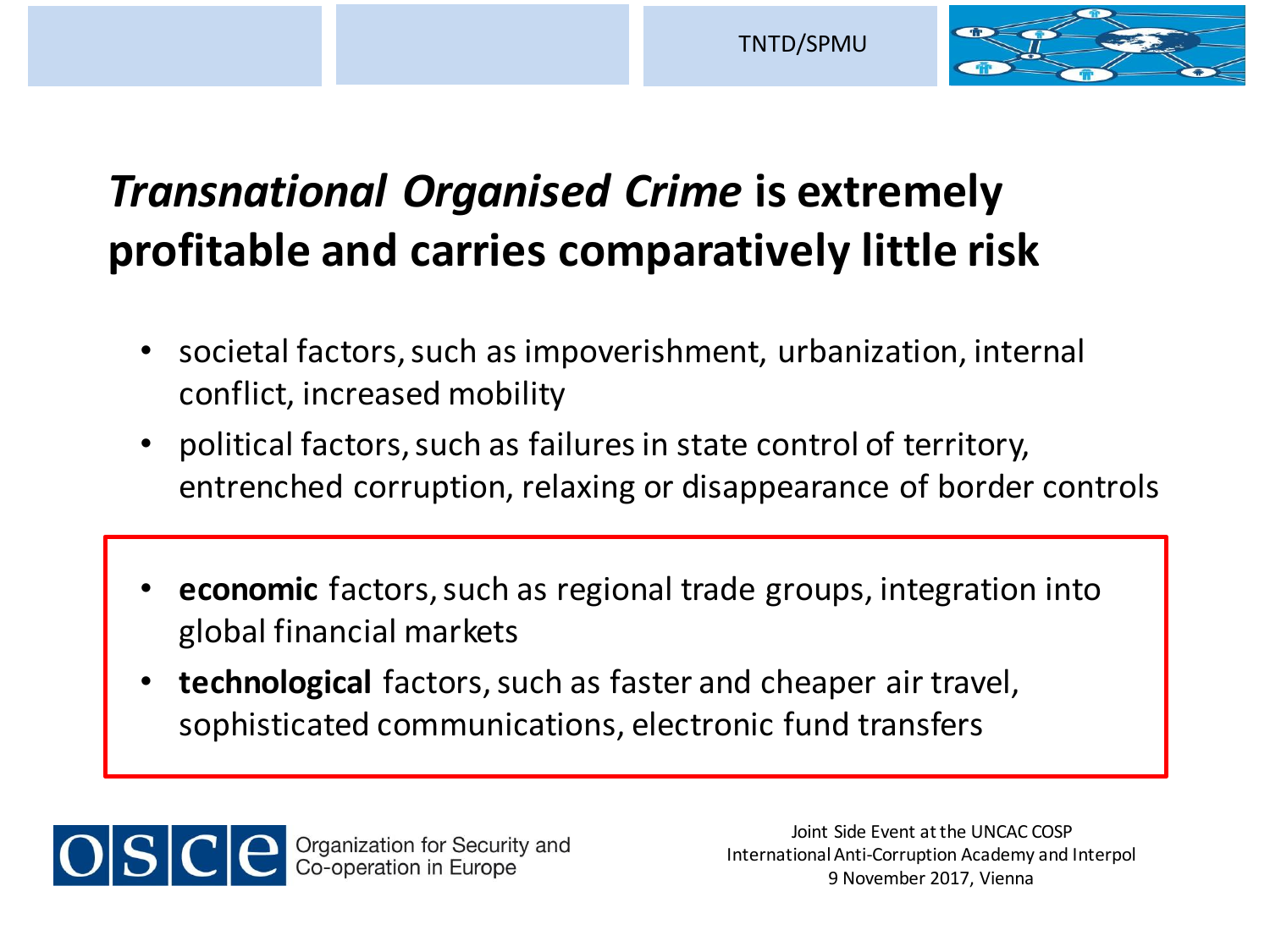# *Transnational Organised Crime* is extremely profitable and carries comparatively little risk

- societal factors, such as impoverishment, urbanization, internal conflict, increased mobility
- political factors, such as failures in state control of territory, entrenched corruption, relaxing or disappearance of border controls
- **economic** factors, such as regional trade groups, integration into global financial markets
- **technological** factors, such as faster and cheaper air travel, sophisticated communications, electronic fund transfers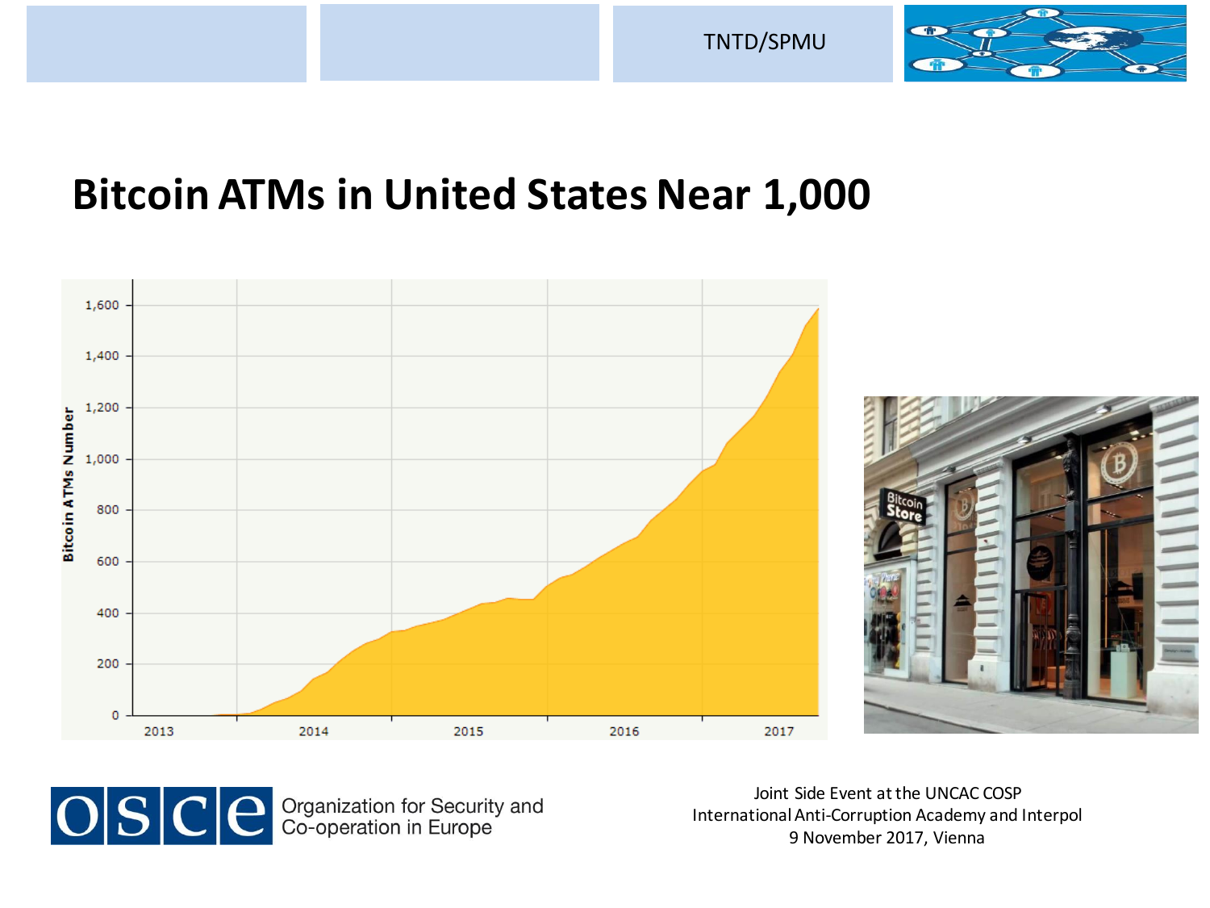# Bitcoin ATMs in United States Near 1,000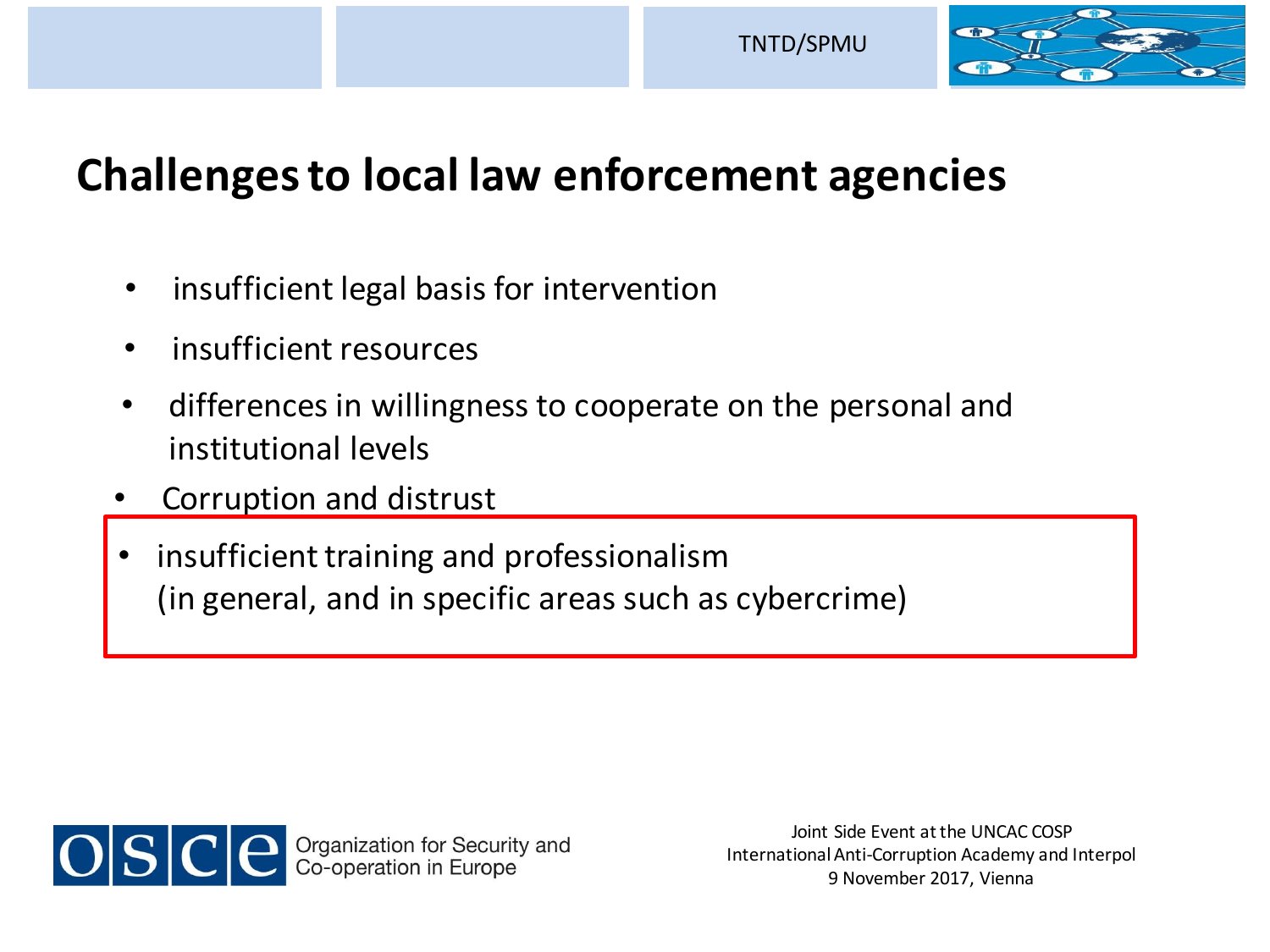## Challenges to local law enforcement agencies

- insufficient legal basis for intervention
- insufficient resources
- differences in willingness to cooperate on the personal and institutional levels
- Corruption and distrust
- insufficient training and professionalism
  (in general, and in specific areas such as cybercrime)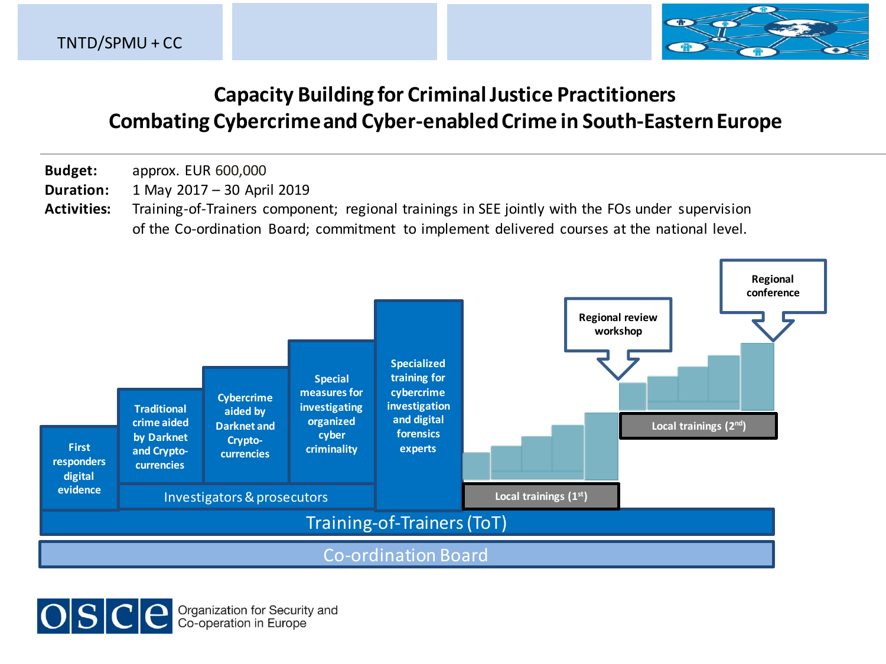TNTD/SPMU + CC

# Capacity Building for Criminal Justice Practitioners
# Combating Cybercrime and Cyber-enabled Crime in South-Eastern Europe

**Budget:** approx. EUR 600,000

**Duration:** 1 May 2017 – 30 April 2019

**Activities:** Training-of-Trainers component; regional trainings in SEE jointly with the FOs under supervision of the Co-ordination Board; commitment to implement delivered courses at the national level.

First responders digital evidence

Traditional crime aided by Darknet and Crypto-currencies

Cybercrime aided by Darknet and Crypto-currencies

Special measures for investigating organized cyber criminality

Specialized training for cybercrime investigation and digital forensics experts

Investigators & prosecutors

Local trainings (1st)

Regional review workshop

Local trainings (2nd)

Regional conference

Training-of-Trainers (ToT)

Co-ordination Board

OSCE Organization for Security and Co-operation in Europe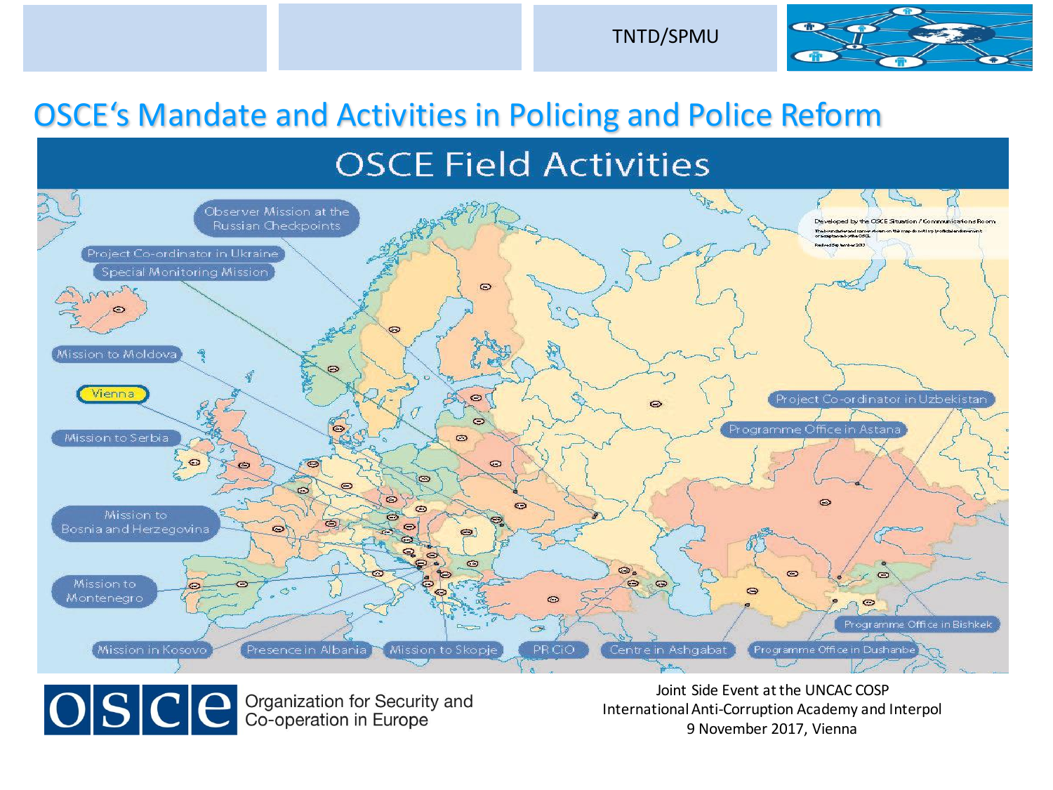TNTD/SPMU

# OSCE‘s Mandate and Activities in Policing and Police Reform

## OSCE Field Activities

Observer Mission at the Russian Checkpoints

Project Co-ordinator in Ukraine

Special Monitoring Mission

Mission to Moldova

Vienna

Mission to Serbia

Mission to Bosnia and Herzegovina

Mission to Montenegro

Mission in Kosovo

Presence in Albania

Mission to Skopje

PR CiO

Centre in Ashgabat

Programme Office in Dushanbe

Programme Office in Bishkek

Programme Office in Astana

Project Co-ordinator in Uzbekistan

Organization for Security and Co-operation in Europe

Joint Side Event at the UNCAC COSP
International Anti-Corruption Academy and Interpol
9 November 2017, Vienna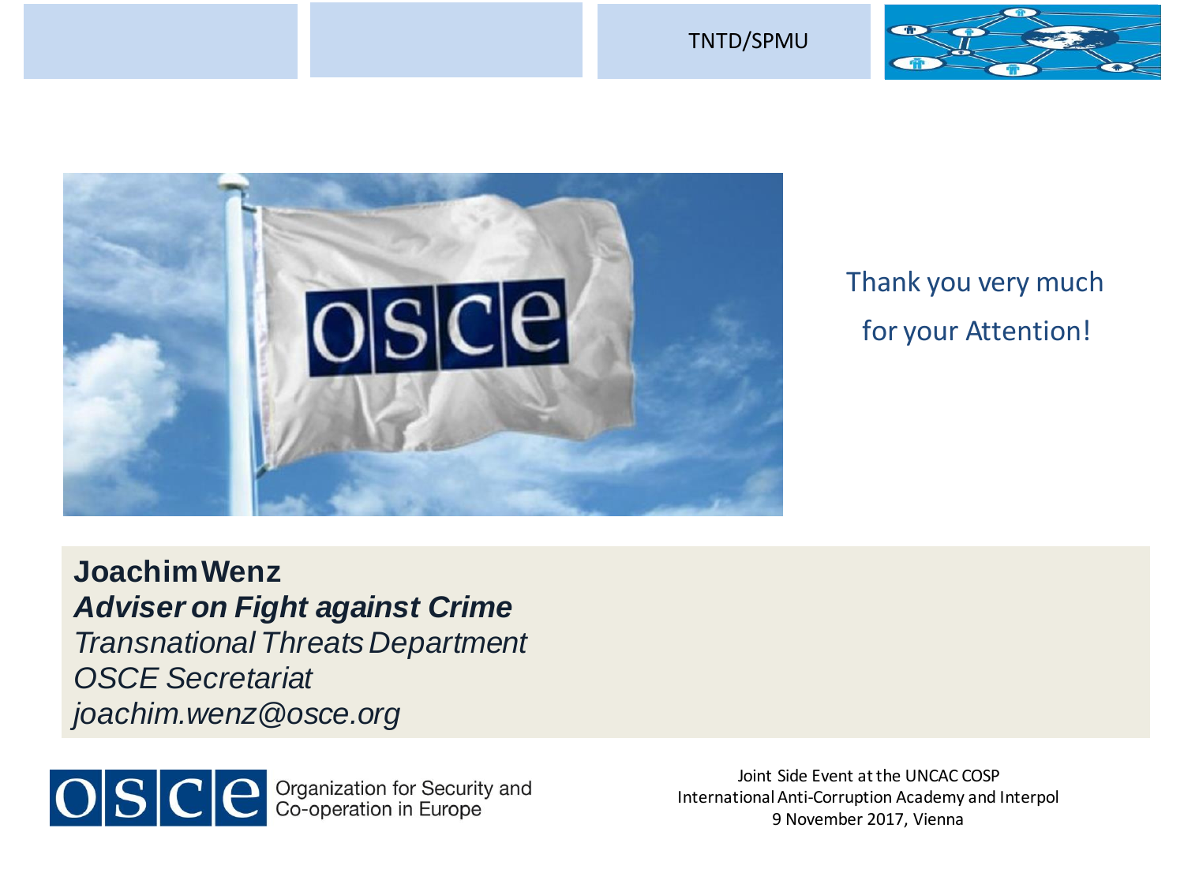Thank you very much

for your Attention!

**Joachim Wenz**
***Adviser on Fight against Crime***
*Transnational Threats Department*
*OSCE Secretariat*
*joachim.wenz@osce.org*

Joint Side Event at the UNCAC COSP
International Anti-Corruption Academy and Interpol
9 November 2017, Vienna